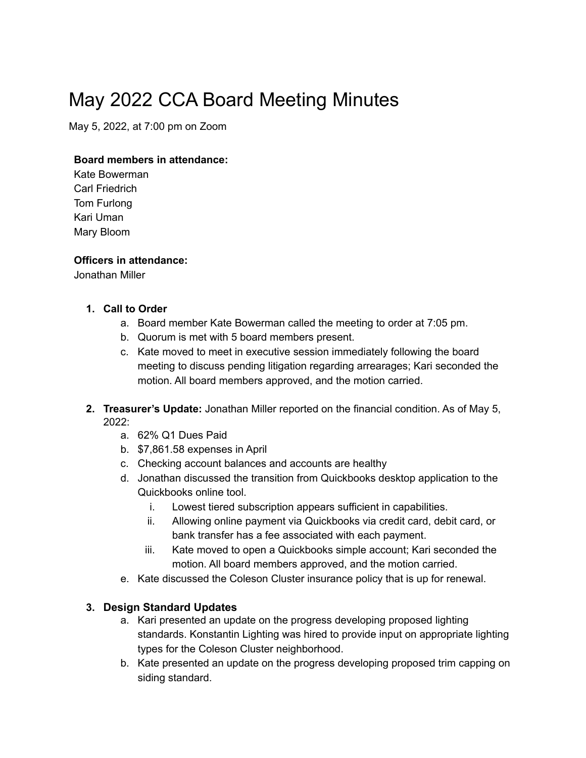# May 2022 CCA Board Meeting Minutes

May 5, 2022, at 7:00 pm on Zoom

**Board members in attendance:**
Kate Bowerman
Carl Friedrich
Tom Furlong
Kari Uman
Mary Bloom

**Officers in attendance:**
Jonathan Miller

1. **Call to Order**
   a. Board member Kate Bowerman called the meeting to order at 7:05 pm.
   b. Quorum is met with 5 board members present.
   c. Kate moved to meet in executive session immediately following the board meeting to discuss pending litigation regarding arrearages; Kari seconded the motion. All board members approved, and the motion carried.

2. **Treasurer's Update:** Jonathan Miller reported on the financial condition. As of May 5, 2022:
   a. 62% Q1 Dues Paid
   b. $7,861.58 expenses in April
   c. Checking account balances and accounts are healthy
   d. Jonathan discussed the transition from Quickbooks desktop application to the Quickbooks online tool.
      i. Lowest tiered subscription appears sufficient in capabilities.
      ii. Allowing online payment via Quickbooks via credit card, debit card, or bank transfer has a fee associated with each payment.
      iii. Kate moved to open a Quickbooks simple account; Kari seconded the motion. All board members approved, and the motion carried.
   e. Kate discussed the Coleson Cluster insurance policy that is up for renewal.

3. **Design Standard Updates**
   a. Kari presented an update on the progress developing proposed lighting standards. Konstantin Lighting was hired to provide input on appropriate lighting types for the Coleson Cluster neighborhood.
   b. Kate presented an update on the progress developing proposed trim capping on siding standard.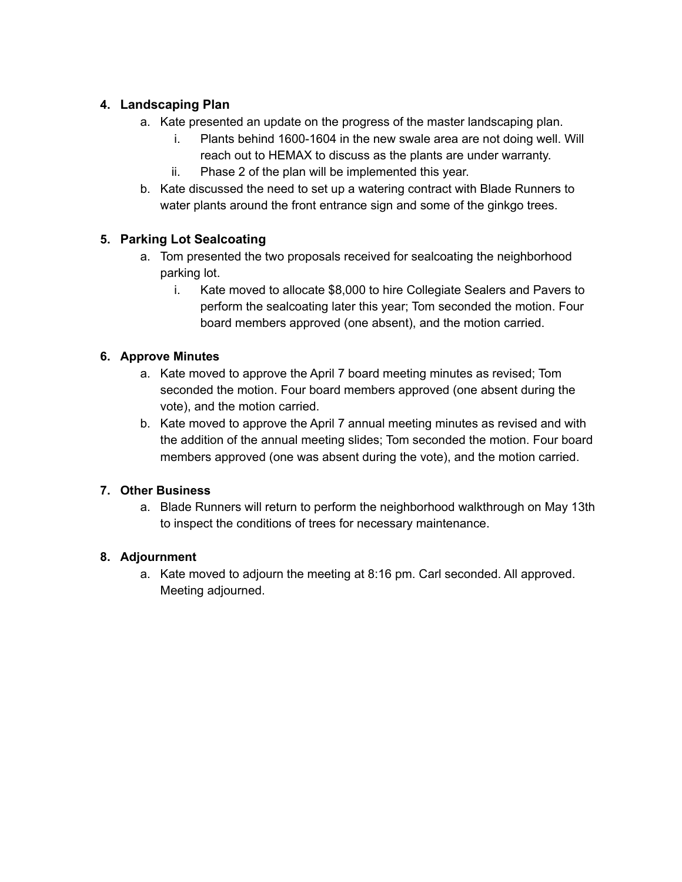4. **Landscaping Plan**
    a. Kate presented an update on the progress of the master landscaping plan.
        i. Plants behind 1600-1604 in the new swale area are not doing well. Will reach out to HEMAX to discuss as the plants are under warranty.
        ii. Phase 2 of the plan will be implemented this year.
    b. Kate discussed the need to set up a watering contract with Blade Runners to water plants around the front entrance sign and some of the ginkgo trees.

5. **Parking Lot Sealcoating**
    a. Tom presented the two proposals received for sealcoating the neighborhood parking lot.
        i. Kate moved to allocate $8,000 to hire Collegiate Sealers and Pavers to perform the sealcoating later this year; Tom seconded the motion. Four board members approved (one absent), and the motion carried.

6. **Approve Minutes**
    a. Kate moved to approve the April 7 board meeting minutes as revised; Tom seconded the motion. Four board members approved (one absent during the vote), and the motion carried.
    b. Kate moved to approve the April 7 annual meeting minutes as revised and with the addition of the annual meeting slides; Tom seconded the motion. Four board members approved (one was absent during the vote), and the motion carried.

7. **Other Business**
    a. Blade Runners will return to perform the neighborhood walkthrough on May 13th to inspect the conditions of trees for necessary maintenance.

8. **Adjournment**
    a. Kate moved to adjourn the meeting at 8:16 pm. Carl seconded. All approved. Meeting adjourned.